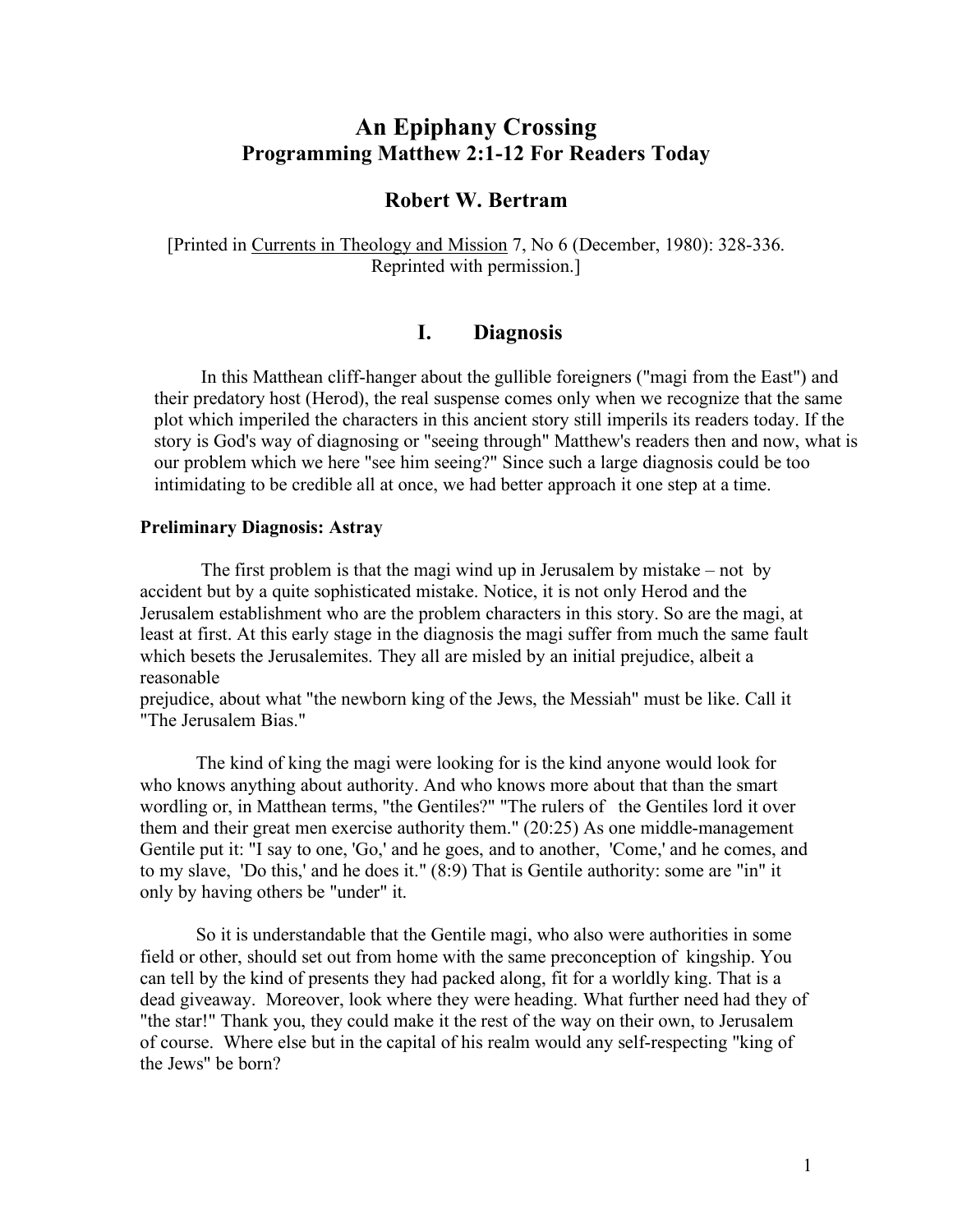# An Epiphany Crossing
## Programming Matthew 2:1-12 For Readers Today

### Robert W. Bertram

[Printed in Currents in Theology and Mission 7, No 6 (December, 1980): 328-336. Reprinted with permission.]

## I. Diagnosis

In this Matthean cliff-hanger about the gullible foreigners ("magi from the East") and their predatory host (Herod), the real suspense comes only when we recognize that the same plot which imperiled the characters in this ancient story still imperils its readers today. If the story is God's way of diagnosing or "seeing through" Matthew's readers then and now, what is our problem which we here "see him seeing?" Since such a large diagnosis could be too intimidating to be credible all at once, we had better approach it one step at a time.

**Preliminary Diagnosis: Astray**

The first problem is that the magi wind up in Jerusalem by mistake – not by accident but by a quite sophisticated mistake. Notice, it is not only Herod and the Jerusalem establishment who are the problem characters in this story. So are the magi, at least at first. At this early stage in the diagnosis the magi suffer from much the same fault which besets the Jerusalemites. They all are misled by an initial prejudice, albeit a reasonable prejudice, about what "the newborn king of the Jews, the Messiah" must be like. Call it "The Jerusalem Bias."

The kind of king the magi were looking for is the kind anyone would look for who knows anything about authority. And who knows more about that than the smart wordling or, in Matthean terms, "the Gentiles?" "The rulers of the Gentiles lord it over them and their great men exercise authority them." (20:25) As one middle-management Gentile put it: "I say to one, 'Go,' and he goes, and to another, 'Come,' and he comes, and to my slave, 'Do this,' and he does it." (8:9) That is Gentile authority: some are "in" it only by having others be "under" it.

So it is understandable that the Gentile magi, who also were authorities in some field or other, should set out from home with the same preconception of kingship. You can tell by the kind of presents they had packed along, fit for a worldly king. That is a dead giveaway. Moreover, look where they were heading. What further need had they of "the star!" Thank you, they could make it the rest of the way on their own, to Jerusalem of course. Where else but in the capital of his realm would any self-respecting "king of the Jews" be born?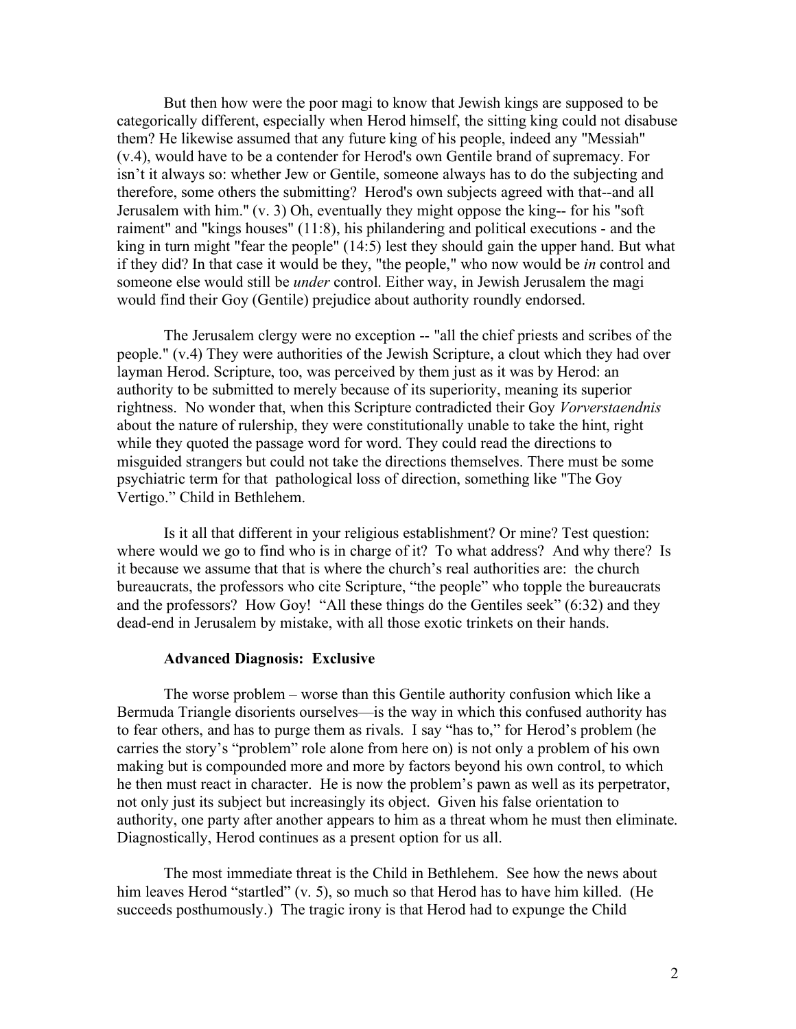But then how were the poor magi to know that Jewish kings are supposed to be categorically different, especially when Herod himself, the sitting king could not disabuse them? He likewise assumed that any future king of his people, indeed any "Messiah" (v.4), would have to be a contender for Herod's own Gentile brand of supremacy. For isn't it always so: whether Jew or Gentile, someone always has to do the subjecting and therefore, some others the submitting? Herod's own subjects agreed with that--and all Jerusalem with him." (v. 3) Oh, eventually they might oppose the king-- for his "soft raiment" and "kings houses" (11:8), his philandering and political executions - and the king in turn might "fear the people" (14:5) lest they should gain the upper hand. But what if they did? In that case it would be they, "the people," who now would be *in* control and someone else would still be *under* control. Either way, in Jewish Jerusalem the magi would find their Goy (Gentile) prejudice about authority roundly endorsed.

The Jerusalem clergy were no exception -- "all the chief priests and scribes of the people." (v.4) They were authorities of the Jewish Scripture, a clout which they had over layman Herod. Scripture, too, was perceived by them just as it was by Herod: an authority to be submitted to merely because of its superiority, meaning its superior rightness. No wonder that, when this Scripture contradicted their Goy *Vorverstaendnis* about the nature of rulership, they were constitutionally unable to take the hint, right while they quoted the passage word for word. They could read the directions to misguided strangers but could not take the directions themselves. There must be some psychiatric term for that pathological loss of direction, something like "The Goy Vertigo." Child in Bethlehem.

Is it all that different in your religious establishment? Or mine? Test question: where would we go to find who is in charge of it? To what address? And why there? Is it because we assume that that is where the church's real authorities are: the church bureaucrats, the professors who cite Scripture, "the people" who topple the bureaucrats and the professors? How Goy! "All these things do the Gentiles seek" (6:32) and they dead-end in Jerusalem by mistake, with all those exotic trinkets on their hands.

**Advanced Diagnosis: Exclusive**

The worse problem – worse than this Gentile authority confusion which like a Bermuda Triangle disorients ourselves—is the way in which this confused authority has to fear others, and has to purge them as rivals. I say "has to," for Herod's problem (he carries the story's "problem" role alone from here on) is not only a problem of his own making but is compounded more and more by factors beyond his own control, to which he then must react in character. He is now the problem's pawn as well as its perpetrator, not only just its subject but increasingly its object. Given his false orientation to authority, one party after another appears to him as a threat whom he must then eliminate. Diagnostically, Herod continues as a present option for us all.

The most immediate threat is the Child in Bethlehem. See how the news about him leaves Herod "startled" (v. 5), so much so that Herod has to have him killed. (He succeeds posthumously.) The tragic irony is that Herod had to expunge the Child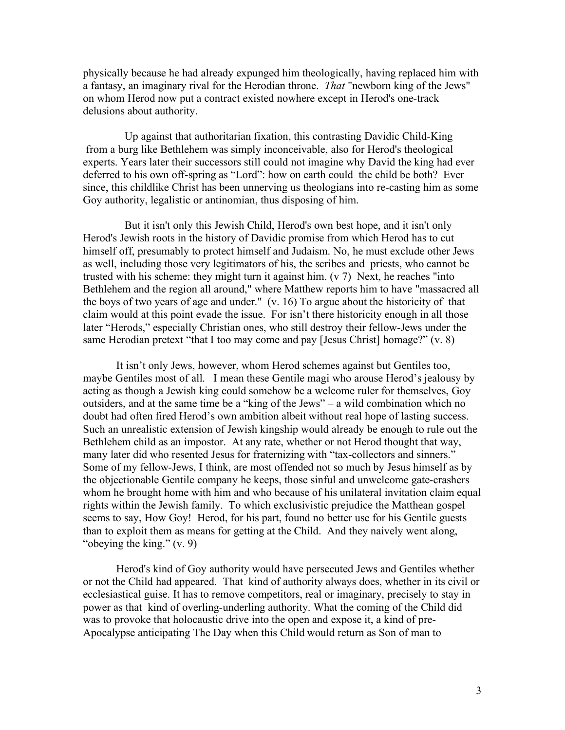physically because he had already expunged him theologically, having replaced him with a fantasy, an imaginary rival for the Herodian throne. *That* "newborn king of the Jews" on whom Herod now put a contract existed nowhere except in Herod's one-track delusions about authority.

Up against that authoritarian fixation, this contrasting Davidic Child-King from a burg like Bethlehem was simply inconceivable, also for Herod's theological experts. Years later their successors still could not imagine why David the king had ever deferred to his own off-spring as "Lord": how on earth could the child be both? Ever since, this childlike Christ has been unnerving us theologians into re-casting him as some Goy authority, legalistic or antinomian, thus disposing of him.

But it isn't only this Jewish Child, Herod's own best hope, and it isn't only Herod's Jewish roots in the history of Davidic promise from which Herod has to cut himself off, presumably to protect himself and Judaism. No, he must exclude other Jews as well, including those very legitimators of his, the scribes and priests, who cannot be trusted with his scheme: they might turn it against him. (v 7) Next, he reaches "into Bethlehem and the region all around," where Matthew reports him to have "massacred all the boys of two years of age and under." (v. 16) To argue about the historicity of that claim would at this point evade the issue. For isn't there historicity enough in all those later "Herods," especially Christian ones, who still destroy their fellow-Jews under the same Herodian pretext "that I too may come and pay [Jesus Christ] homage?" (v. 8)

It isn't only Jews, however, whom Herod schemes against but Gentiles too, maybe Gentiles most of all. I mean these Gentile magi who arouse Herod's jealousy by acting as though a Jewish king could somehow be a welcome ruler for themselves, Goy outsiders, and at the same time be a "king of the Jews" – a wild combination which no doubt had often fired Herod's own ambition albeit without real hope of lasting success. Such an unrealistic extension of Jewish kingship would already be enough to rule out the Bethlehem child as an impostor. At any rate, whether or not Herod thought that way, many later did who resented Jesus for fraternizing with "tax-collectors and sinners." Some of my fellow-Jews, I think, are most offended not so much by Jesus himself as by the objectionable Gentile company he keeps, those sinful and unwelcome gate-crashers whom he brought home with him and who because of his unilateral invitation claim equal rights within the Jewish family. To which exclusivistic prejudice the Matthean gospel seems to say, How Goy! Herod, for his part, found no better use for his Gentile guests than to exploit them as means for getting at the Child. And they naively went along, "obeying the king." (v. 9)

Herod's kind of Goy authority would have persecuted Jews and Gentiles whether or not the Child had appeared. That kind of authority always does, whether in its civil or ecclesiastical guise. It has to remove competitors, real or imaginary, precisely to stay in power as that kind of overling-underling authority. What the coming of the Child did was to provoke that holocaustic drive into the open and expose it, a kind of pre-Apocalypse anticipating The Day when this Child would return as Son of man to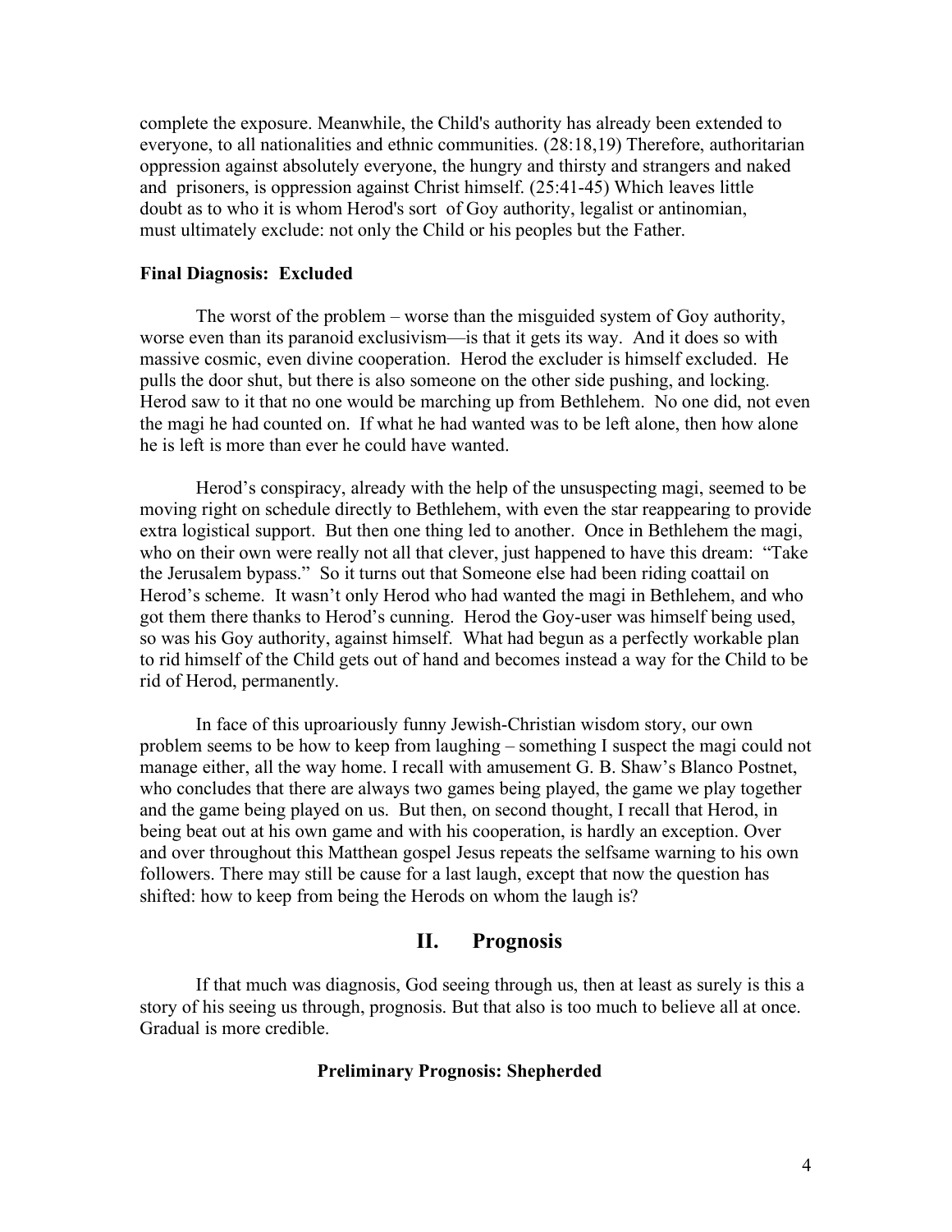complete the exposure. Meanwhile, the Child's authority has already been extended to everyone, to all nationalities and ethnic communities. (28:18,19) Therefore, authoritarian oppression against absolutely everyone, the hungry and thirsty and strangers and naked and prisoners, is oppression against Christ himself. (25:41-45) Which leaves little doubt as to who it is whom Herod's sort of Goy authority, legalist or antinomian, must ultimately exclude: not only the Child or his peoples but the Father.

**Final Diagnosis: Excluded**

The worst of the problem – worse than the misguided system of Goy authority, worse even than its paranoid exclusivism—is that it gets its way. And it does so with massive cosmic, even divine cooperation. Herod the excluder is himself excluded. He pulls the door shut, but there is also someone on the other side pushing, and locking. Herod saw to it that no one would be marching up from Bethlehem. No one did, not even the magi he had counted on. If what he had wanted was to be left alone, then how alone he is left is more than ever he could have wanted.

Herod's conspiracy, already with the help of the unsuspecting magi, seemed to be moving right on schedule directly to Bethlehem, with even the star reappearing to provide extra logistical support. But then one thing led to another. Once in Bethlehem the magi, who on their own were really not all that clever, just happened to have this dream: "Take the Jerusalem bypass." So it turns out that Someone else had been riding coattail on Herod's scheme. It wasn't only Herod who had wanted the magi in Bethlehem, and who got them there thanks to Herod's cunning. Herod the Goy-user was himself being used, so was his Goy authority, against himself. What had begun as a perfectly workable plan to rid himself of the Child gets out of hand and becomes instead a way for the Child to be rid of Herod, permanently.

In face of this uproariously funny Jewish-Christian wisdom story, our own problem seems to be how to keep from laughing – something I suspect the magi could not manage either, all the way home. I recall with amusement G. B. Shaw's Blanco Postnet, who concludes that there are always two games being played, the game we play together and the game being played on us. But then, on second thought, I recall that Herod, in being beat out at his own game and with his cooperation, is hardly an exception. Over and over throughout this Matthean gospel Jesus repeats the selfsame warning to his own followers. There may still be cause for a last laugh, except that now the question has shifted: how to keep from being the Herods on whom the laugh is?

## II. Prognosis

If that much was diagnosis, God seeing through us, then at least as surely is this a story of his seeing us through, prognosis. But that also is too much to believe all at once. Gradual is more credible.

**Preliminary Prognosis: Shepherded**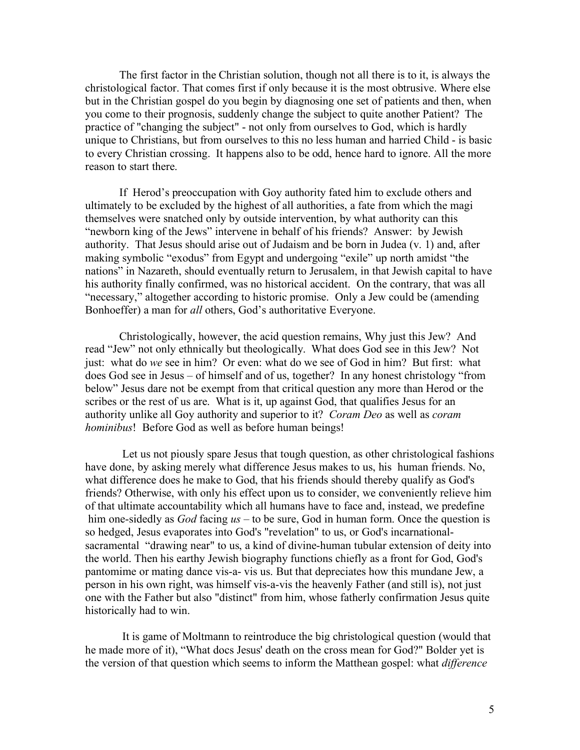The first factor in the Christian solution, though not all there is to it, is always the christological factor. That comes first if only because it is the most obtrusive. Where else but in the Christian gospel do you begin by diagnosing one set of patients and then, when you come to their prognosis, suddenly change the subject to quite another Patient? The practice of "changing the subject" - not only from ourselves to God, which is hardly unique to Christians, but from ourselves to this no less human and harried Child - is basic to every Christian crossing. It happens also to be odd, hence hard to ignore. All the more reason to start there.

If Herod's preoccupation with Goy authority fated him to exclude others and ultimately to be excluded by the highest of all authorities, a fate from which the magi themselves were snatched only by outside intervention, by what authority can this "newborn king of the Jews" intervene in behalf of his friends? Answer: by Jewish authority. That Jesus should arise out of Judaism and be born in Judea (v. 1) and, after making symbolic "exodus" from Egypt and undergoing "exile" up north amidst "the nations" in Nazareth, should eventually return to Jerusalem, in that Jewish capital to have his authority finally confirmed, was no historical accident. On the contrary, that was all "necessary," altogether according to historic promise. Only a Jew could be (amending Bonhoeffer) a man for *all* others, God's authoritative Everyone.

Christologically, however, the acid question remains, Why just this Jew? And read "Jew" not only ethnically but theologically. What does God see in this Jew? Not just: what do *we* see in him? Or even: what do we see of God in him? But first: what does God see in Jesus – of himself and of us, together? In any honest christology "from below" Jesus dare not be exempt from that critical question any more than Herod or the scribes or the rest of us are. What is it, up against God, that qualifies Jesus for an authority unlike all Goy authority and superior to it? *Coram Deo* as well as *coram hominibus*! Before God as well as before human beings!

Let us not piously spare Jesus that tough question, as other christological fashions have done, by asking merely what difference Jesus makes to us, his human friends. No, what difference does he make to God, that his friends should thereby qualify as God's friends? Otherwise, with only his effect upon us to consider, we conveniently relieve him of that ultimate accountability which all humans have to face and, instead, we predefine him one-sidedly as *God* facing *us* – to be sure, God in human form. Once the question is so hedged, Jesus evaporates into God's "revelation" to us, or God's incarnational-sacramental "drawing near" to us, a kind of divine-human tubular extension of deity into the world. Then his earthy Jewish biography functions chiefly as a front for God, God's pantomime or mating dance vis-a- vis us. But that depreciates how this mundane Jew, a person in his own right, was himself vis-a-vis the heavenly Father (and still is), not just one with the Father but also "distinct" from him, whose fatherly confirmation Jesus quite historically had to win.

It is game of Moltmann to reintroduce the big christological question (would that he made more of it), "What docs Jesus' death on the cross mean for God?" Bolder yet is the version of that question which seems to inform the Matthean gospel: what *difference*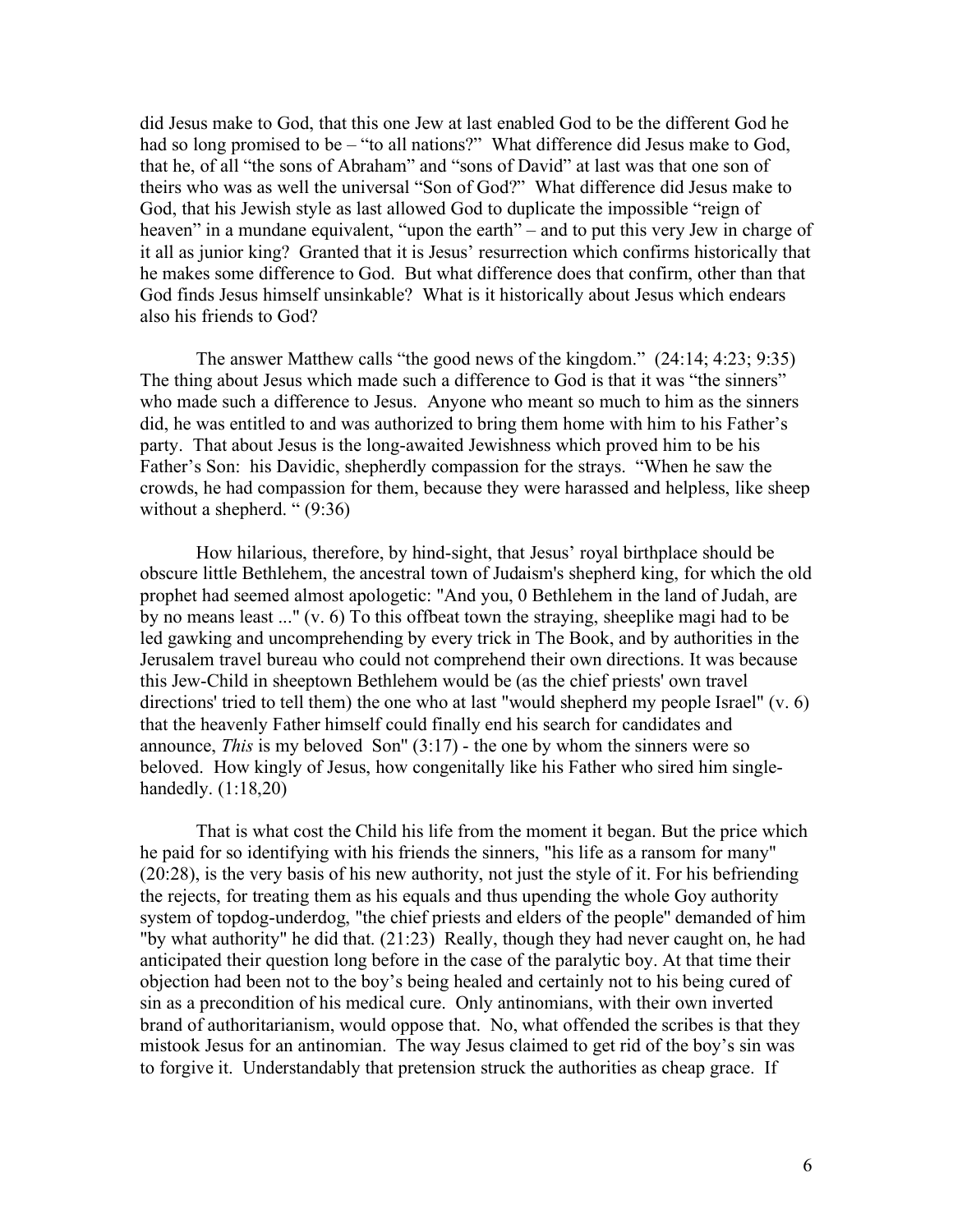did Jesus make to God, that this one Jew at last enabled God to be the different God he had so long promised to be – "to all nations?" What difference did Jesus make to God, that he, of all "the sons of Abraham" and "sons of David" at last was that one son of theirs who was as well the universal "Son of God?" What difference did Jesus make to God, that his Jewish style as last allowed God to duplicate the impossible "reign of heaven" in a mundane equivalent, "upon the earth" – and to put this very Jew in charge of it all as junior king? Granted that it is Jesus' resurrection which confirms historically that he makes some difference to God. But what difference does that confirm, other than that God finds Jesus himself unsinkable? What is it historically about Jesus which endears also his friends to God?

The answer Matthew calls "the good news of the kingdom." (24:14; 4:23; 9:35) The thing about Jesus which made such a difference to God is that it was "the sinners" who made such a difference to Jesus. Anyone who meant so much to him as the sinners did, he was entitled to and was authorized to bring them home with him to his Father's party. That about Jesus is the long-awaited Jewishness which proved him to be his Father's Son: his Davidic, shepherdly compassion for the strays. "When he saw the crowds, he had compassion for them, because they were harassed and helpless, like sheep without a shepherd. " (9:36)

How hilarious, therefore, by hind-sight, that Jesus' royal birthplace should be obscure little Bethlehem, the ancestral town of Judaism's shepherd king, for which the old prophet had seemed almost apologetic: "And you, 0 Bethlehem in the land of Judah, are by no means least ..." (v. 6) To this offbeat town the straying, sheeplike magi had to be led gawking and uncomprehending by every trick in The Book, and by authorities in the Jerusalem travel bureau who could not comprehend their own directions. It was because this Jew-Child in sheeptown Bethlehem would be (as the chief priests' own travel directions' tried to tell them) the one who at last "would shepherd my people Israel" (v. 6) that the heavenly Father himself could finally end his search for candidates and announce, *This* is my beloved Son" (3:17) - the one by whom the sinners were so beloved. How kingly of Jesus, how congenitally like his Father who sired him single-handedly. (1:18,20)

That is what cost the Child his life from the moment it began. But the price which he paid for so identifying with his friends the sinners, "his life as a ransom for many" (20:28), is the very basis of his new authority, not just the style of it. For his befriending the rejects, for treating them as his equals and thus upending the whole Goy authority system of topdog-underdog, "the chief priests and elders of the people" demanded of him "by what authority" he did that. (21:23) Really, though they had never caught on, he had anticipated their question long before in the case of the paralytic boy. At that time their objection had been not to the boy's being healed and certainly not to his being cured of sin as a precondition of his medical cure. Only antinomians, with their own inverted brand of authoritarianism, would oppose that. No, what offended the scribes is that they mistook Jesus for an antinomian. The way Jesus claimed to get rid of the boy's sin was to forgive it. Understandably that pretension struck the authorities as cheap grace. If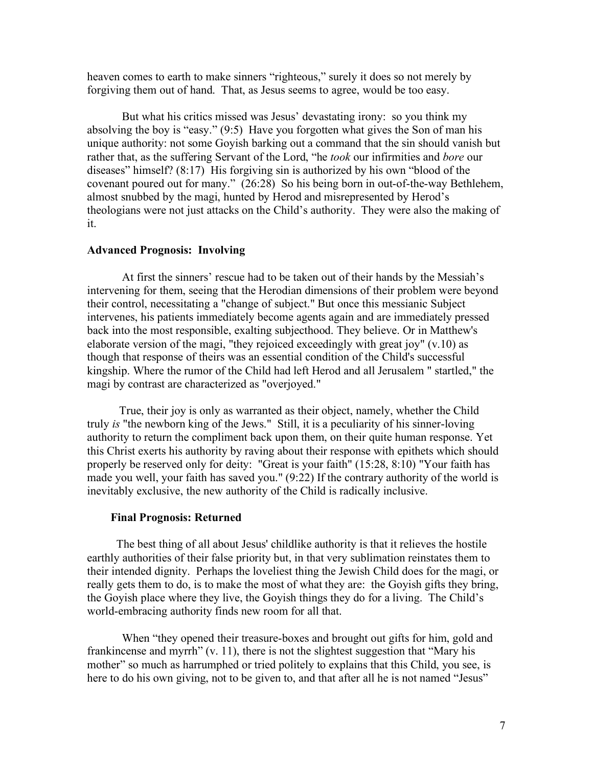heaven comes to earth to make sinners "righteous," surely it does so not merely by forgiving them out of hand. That, as Jesus seems to agree, would be too easy.

But what his critics missed was Jesus' devastating irony: so you think my absolving the boy is "easy." (9:5) Have you forgotten what gives the Son of man his unique authority: not some Goyish barking out a command that the sin should vanish but rather that, as the suffering Servant of the Lord, "he *took* our infirmities and *bore* our diseases" himself? (8:17) His forgiving sin is authorized by his own "blood of the covenant poured out for many." (26:28) So his being born in out-of-the-way Bethlehem, almost snubbed by the magi, hunted by Herod and misrepresented by Herod's theologians were not just attacks on the Child's authority. They were also the making of it.

**Advanced Prognosis: Involving**

At first the sinners' rescue had to be taken out of their hands by the Messiah's intervening for them, seeing that the Herodian dimensions of their problem were beyond their control, necessitating a "change of subject." But once this messianic Subject intervenes, his patients immediately become agents again and are immediately pressed back into the most responsible, exalting subjecthood. They believe. Or in Matthew's elaborate version of the magi, "they rejoiced exceedingly with great joy" (v.10) as though that response of theirs was an essential condition of the Child's successful kingship. Where the rumor of the Child had left Herod and all Jerusalem " startled," the magi by contrast are characterized as "overjoyed."

True, their joy is only as warranted as their object, namely, whether the Child truly *is* "the newborn king of the Jews." Still, it is a peculiarity of his sinner-loving authority to return the compliment back upon them, on their quite human response. Yet this Christ exerts his authority by raving about their response with epithets which should properly be reserved only for deity: "Great is your faith" (15:28, 8:10) "Your faith has made you well, your faith has saved you." (9:22) If the contrary authority of the world is inevitably exclusive, the new authority of the Child is radically inclusive.

**Final Prognosis: Returned**

The best thing of all about Jesus' childlike authority is that it relieves the hostile earthly authorities of their false priority but, in that very sublimation reinstates them to their intended dignity. Perhaps the loveliest thing the Jewish Child does for the magi, or really gets them to do, is to make the most of what they are: the Goyish gifts they bring, the Goyish place where they live, the Goyish things they do for a living. The Child's world-embracing authority finds new room for all that.

When "they opened their treasure-boxes and brought out gifts for him, gold and frankincense and myrrh" (v. 11), there is not the slightest suggestion that "Mary his mother" so much as harrumphed or tried politely to explains that this Child, you see, is here to do his own giving, not to be given to, and that after all he is not named "Jesus"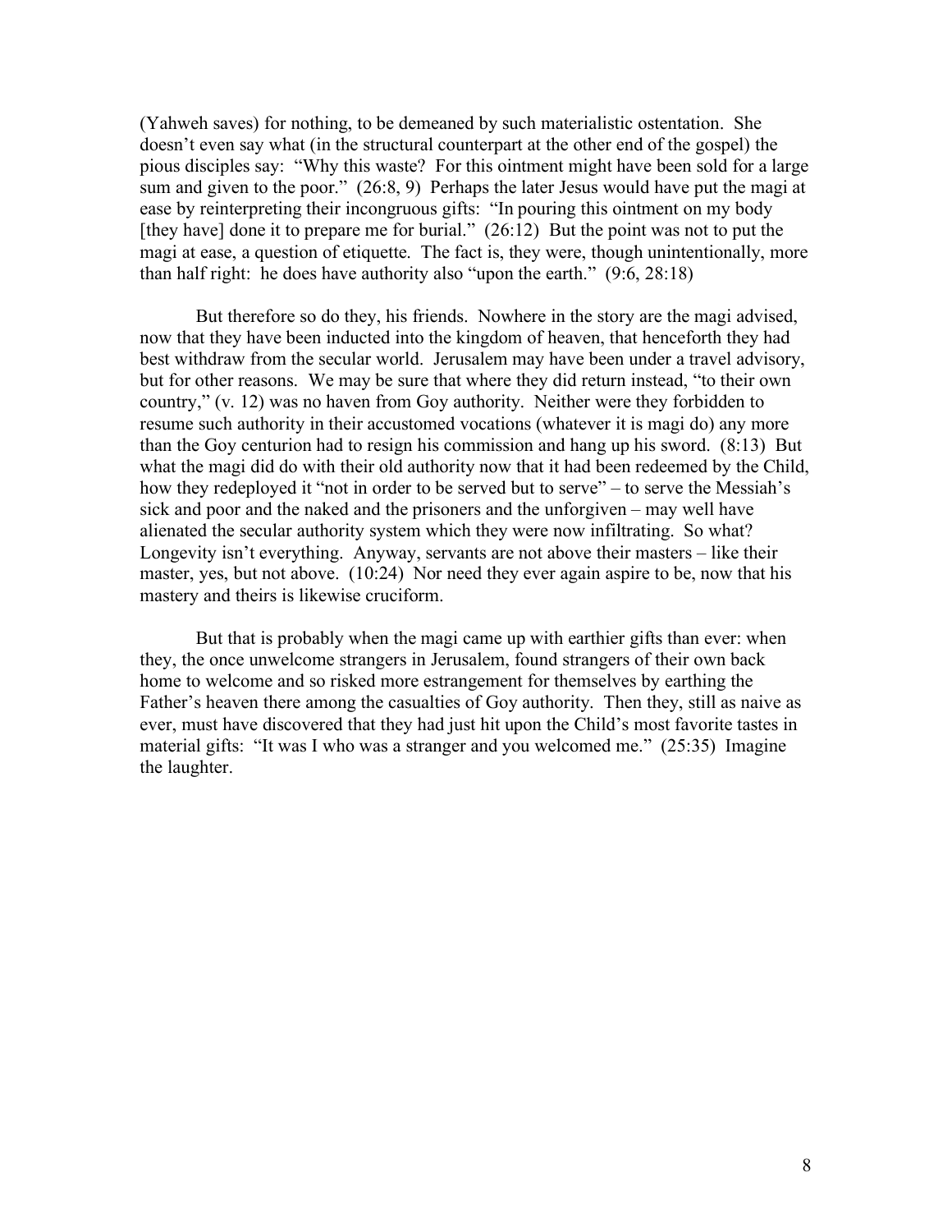(Yahweh saves) for nothing, to be demeaned by such materialistic ostentation. She doesn't even say what (in the structural counterpart at the other end of the gospel) the pious disciples say: "Why this waste? For this ointment might have been sold for a large sum and given to the poor." (26:8, 9) Perhaps the later Jesus would have put the magi at ease by reinterpreting their incongruous gifts: "In pouring this ointment on my body [they have] done it to prepare me for burial." (26:12) But the point was not to put the magi at ease, a question of etiquette. The fact is, they were, though unintentionally, more than half right: he does have authority also "upon the earth." (9:6, 28:18)

But therefore so do they, his friends. Nowhere in the story are the magi advised, now that they have been inducted into the kingdom of heaven, that henceforth they had best withdraw from the secular world. Jerusalem may have been under a travel advisory, but for other reasons. We may be sure that where they did return instead, "to their own country," (v. 12) was no haven from Goy authority. Neither were they forbidden to resume such authority in their accustomed vocations (whatever it is magi do) any more than the Goy centurion had to resign his commission and hang up his sword. (8:13) But what the magi did do with their old authority now that it had been redeemed by the Child, how they redeployed it "not in order to be served but to serve" – to serve the Messiah's sick and poor and the naked and the prisoners and the unforgiven – may well have alienated the secular authority system which they were now infiltrating. So what? Longevity isn't everything. Anyway, servants are not above their masters – like their master, yes, but not above. (10:24) Nor need they ever again aspire to be, now that his mastery and theirs is likewise cruciform.

But that is probably when the magi came up with earthier gifts than ever: when they, the once unwelcome strangers in Jerusalem, found strangers of their own back home to welcome and so risked more estrangement for themselves by earthing the Father's heaven there among the casualties of Goy authority. Then they, still as naive as ever, must have discovered that they had just hit upon the Child's most favorite tastes in material gifts: "It was I who was a stranger and you welcomed me." (25:35) Imagine the laughter.